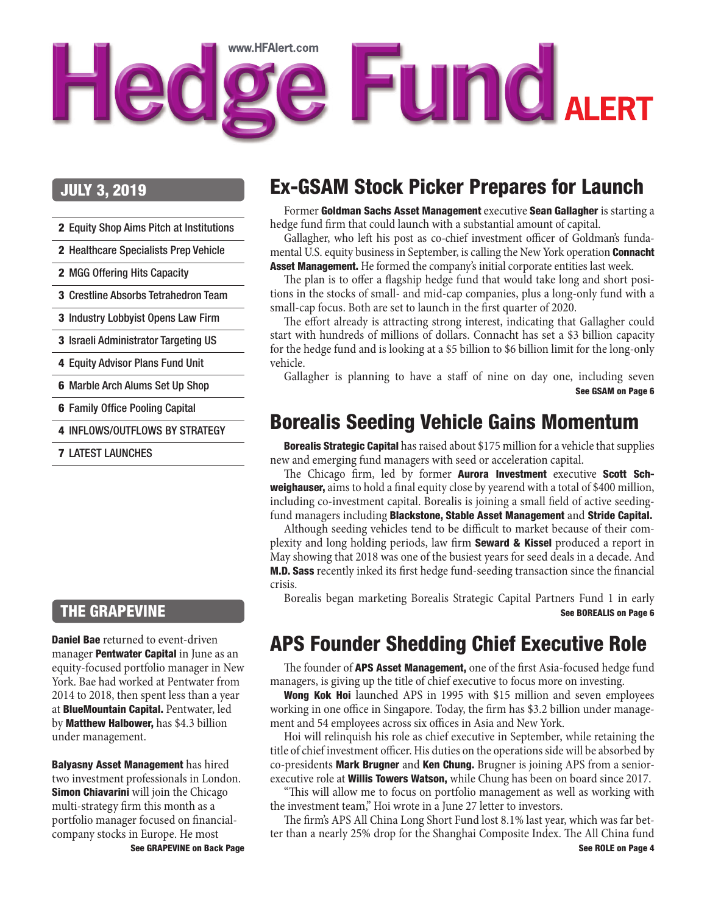# Hedge Fund ALERT

www.HFAlert.com

**JULY 3, 2019**

- 2 Equity Shop Aims Pitch at Institutions
- 2 Healthcare Specialists Prep Vehicle
- 2 MGG Offering Hits Capacity
- 3 Crestline Absorbs Tetrahedron Team
- 3 Industry Lobbyist Opens Law Firm
- 3 Israeli Administrator Targeting US
- 4 Equity Advisor Plans Fund Unit
- 6 Marble Arch Alums Set Up Shop
- 6 Family Office Pooling Capital
- 4 INFLOWS/OUTFLOWS BY STRATEGY
- 7 LATEST LAUNCHES

## Ex-GSAM Stock Picker Prepares for Launch

Former **Goldman Sachs Asset Management** executive **Sean Gallagher** is starting a hedge fund firm that could launch with a substantial amount of capital.

Gallagher, who left his post as co-chief investment officer of Goldman's fundamental U.S. equity business in September, is calling the New York operation **Connacht Asset Management.** He formed the company's initial corporate entities last week.

The plan is to offer a flagship hedge fund that would take long and short positions in the stocks of small- and mid-cap companies, plus a long-only fund with a small-cap focus. Both are set to launch in the first quarter of 2020.

The effort already is attracting strong interest, indicating that Gallagher could start with hundreds of millions of dollars. Connacht has set a $3 billion capacity for the hedge fund and is looking at a $5 billion to $6 billion limit for the long-only vehicle.

Gallagher is planning to have a staff of nine on day one, including seven

**See GSAM on Page 6**

## Borealis Seeding Vehicle Gains Momentum

**Borealis Strategic Capital** has raised about $175 million for a vehicle that supplies new and emerging fund managers with seed or acceleration capital.

The Chicago firm, led by former **Aurora Investment** executive **Scott Schweighauser,** aims to hold a final equity close by yearend with a total of $400 million, including co-investment capital. Borealis is joining a small field of active seeding-fund managers including **Blackstone, Stable Asset Management** and **Stride Capital.**

Although seeding vehicles tend to be difficult to market because of their complexity and long holding periods, law firm **Seward & Kissel** produced a report in May showing that 2018 was one of the busiest years for seed deals in a decade. And **M.D. Sass** recently inked its first hedge fund-seeding transaction since the financial crisis.

Borealis began marketing Borealis Strategic Capital Partners Fund 1 in early

**See BOREALIS on Page 6**

## APS Founder Shedding Chief Executive Role

The founder of **APS Asset Management,** one of the first Asia-focused hedge fund managers, is giving up the title of chief executive to focus more on investing.

**Wong Kok Hoi** launched APS in 1995 with $15 million and seven employees working in one office in Singapore. Today, the firm has $3.2 billion under management and 54 employees across six offices in Asia and New York.

Hoi will relinquish his role as chief executive in September, while retaining the title of chief investment officer. His duties on the operations side will be absorbed by co-presidents **Mark Brugner** and **Ken Chung.** Brugner is joining APS from a senior-executive role at **Willis Towers Watson,** while Chung has been on board since 2017.

"This will allow me to focus on portfolio management as well as working with the investment team," Hoi wrote in a June 27 letter to investors.

The firm's APS All China Long Short Fund lost 8.1% last year, which was far better than a nearly 25% drop for the Shanghai Composite Index. The All China fund

**See ROLE on Page 4**

## THE GRAPEVINE

**Daniel Bae** returned to event-driven manager **Pentwater Capital** in June as an equity-focused portfolio manager in New York. Bae had worked at Pentwater from 2014 to 2018, then spent less than a year at **BlueMountain Capital.** Pentwater, led by **Matthew Halbower,** has $4.3 billion under management.

**Balyasny Asset Management** has hired two investment professionals in London. **Simon Chiavarini** will join the Chicago multi-strategy firm this month as a portfolio manager focused on financial-company stocks in Europe. He most

**See GRAPEVINE on Back Page**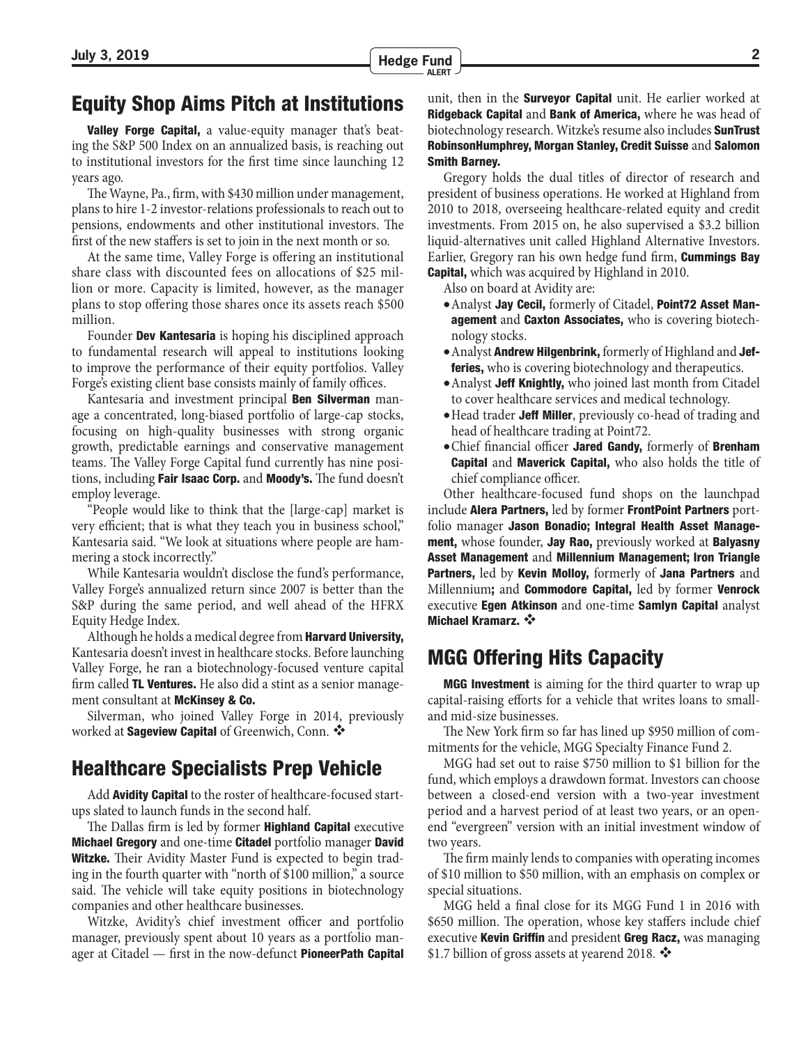## Equity Shop Aims Pitch at Institutions

**Valley Forge Capital,** a value-equity manager that's beating the S&P 500 Index on an annualized basis, is reaching out to institutional investors for the first time since launching 12 years ago.

The Wayne, Pa., firm, with $430 million under management, plans to hire 1-2 investor-relations professionals to reach out to pensions, endowments and other institutional investors. The first of the new staffers is set to join in the next month or so.

At the same time, Valley Forge is offering an institutional share class with discounted fees on allocations of $25 million or more. Capacity is limited, however, as the manager plans to stop offering those shares once its assets reach $500 million.

Founder **Dev Kantesaria** is hoping his disciplined approach to fundamental research will appeal to institutions looking to improve the performance of their equity portfolios. Valley Forge's existing client base consists mainly of family offices.

Kantesaria and investment principal **Ben Silverman** manage a concentrated, long-biased portfolio of large-cap stocks, focusing on high-quality businesses with strong organic growth, predictable earnings and conservative management teams. The Valley Forge Capital fund currently has nine positions, including **Fair Isaac Corp.** and **Moody's.** The fund doesn't employ leverage.

"People would like to think that the [large-cap] market is very efficient; that is what they teach you in business school," Kantesaria said. "We look at situations where people are hammering a stock incorrectly."

While Kantesaria wouldn't disclose the fund's performance, Valley Forge's annualized return since 2007 is better than the S&P during the same period, and well ahead of the HFRX Equity Hedge Index.

Although he holds a medical degree from **Harvard University,** Kantesaria doesn't invest in healthcare stocks. Before launching Valley Forge, he ran a biotechnology-focused venture capital firm called **TL Ventures.** He also did a stint as a senior management consultant at **McKinsey & Co.**

Silverman, who joined Valley Forge in 2014, previously worked at **Sageview Capital** of Greenwich, Conn. ❖

## Healthcare Specialists Prep Vehicle

Add **Avidity Capital** to the roster of healthcare-focused start-ups slated to launch funds in the second half.

The Dallas firm is led by former **Highland Capital** executive **Michael Gregory** and one-time **Citadel** portfolio manager **David Witzke.** Their Avidity Master Fund is expected to begin trading in the fourth quarter with "north of $100 million," a source said. The vehicle will take equity positions in biotechnology companies and other healthcare businesses.

Witzke, Avidity's chief investment officer and portfolio manager, previously spent about 10 years as a portfolio manager at Citadel — first in the now-defunct **PioneerPath Capital** unit, then in the **Surveyor Capital** unit. He earlier worked at **Ridgeback Capital** and **Bank of America,** where he was head of biotechnology research. Witzke's resume also includes **SunTrust RobinsonHumphrey, Morgan Stanley, Credit Suisse** and **Salomon Smith Barney.**

Gregory holds the dual titles of director of research and president of business operations. He worked at Highland from 2010 to 2018, overseeing healthcare-related equity and credit investments. From 2015 on, he also supervised a $3.2 billion liquid-alternatives unit called Highland Alternative Investors. Earlier, Gregory ran his own hedge fund firm, **Cummings Bay Capital,** which was acquired by Highland in 2010.

Also on board at Avidity are:

- Analyst **Jay Cecil,** formerly of Citadel, **Point72 Asset Management** and **Caxton Associates,** who is covering biotechnology stocks.
- Analyst **Andrew Hilgenbrink,** formerly of Highland and **Jefferies,** who is covering biotechnology and therapeutics.
- Analyst **Jeff Knightly,** who joined last month from Citadel to cover healthcare services and medical technology.
- Head trader **Jeff Miller**, previously co-head of trading and head of healthcare trading at Point72.
- Chief financial officer **Jared Gandy,** formerly of **Brenham Capital** and **Maverick Capital,** who also holds the title of chief compliance officer.

Other healthcare-focused fund shops on the launchpad include **Alera Partners,** led by former **FrontPoint Partners** portfolio manager **Jason Bonadio; Integral Health Asset Management,** whose founder, **Jay Rao,** previously worked at **Balyasny Asset Management** and **Millennium Management; Iron Triangle Partners,** led by **Kevin Molloy,** formerly of **Jana Partners** and Millennium**;** and **Commodore Capital,** led by former **Venrock** executive **Egen Atkinson** and one-time **Samlyn Capital** analyst **Michael Kramarz.** ❖

## MGG Offering Hits Capacity

**MGG Investment** is aiming for the third quarter to wrap up capital-raising efforts for a vehicle that writes loans to small- and mid-size businesses.

The New York firm so far has lined up $950 million of commitments for the vehicle, MGG Specialty Finance Fund 2.

MGG had set out to raise $750 million to $1 billion for the fund, which employs a drawdown format. Investors can choose between a closed-end version with a two-year investment period and a harvest period of at least two years, or an open-end "evergreen" version with an initial investment window of two years.

The firm mainly lends to companies with operating incomes of $10 million to $50 million, with an emphasis on complex or special situations.

MGG held a final close for its MGG Fund 1 in 2016 with $650 million. The operation, whose key staffers include chief executive **Kevin Griffin** and president **Greg Racz,** was managing $1.7 billion of gross assets at yearend 2018. ❖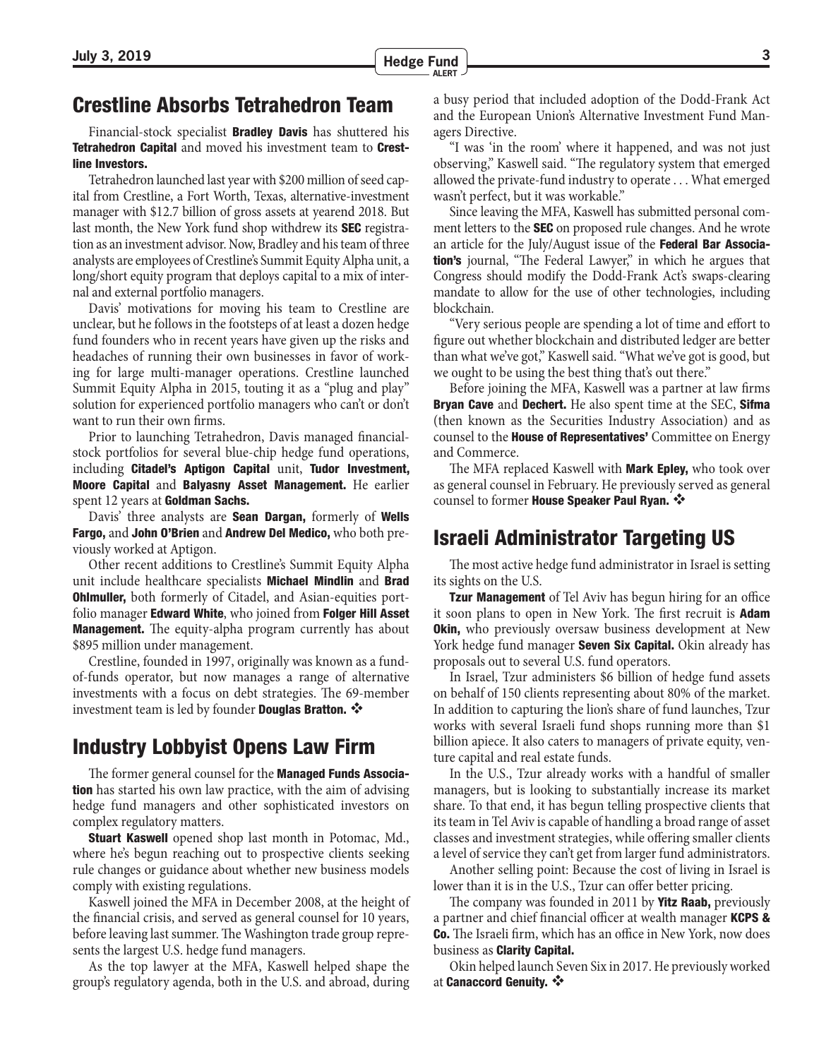## Crestline Absorbs Tetrahedron Team

Financial-stock specialist **Bradley Davis** has shuttered his **Tetrahedron Capital** and moved his investment team to **Crestline Investors.**

Tetrahedron launched last year with $200 million of seed capital from Crestline, a Fort Worth, Texas, alternative-investment manager with $12.7 billion of gross assets at yearend 2018. But last month, the New York fund shop withdrew its **SEC** registration as an investment advisor. Now, Bradley and his team of three analysts are employees of Crestline's Summit Equity Alpha unit, a long/short equity program that deploys capital to a mix of internal and external portfolio managers.

Davis' motivations for moving his team to Crestline are unclear, but he follows in the footsteps of at least a dozen hedge fund founders who in recent years have given up the risks and headaches of running their own businesses in favor of working for large multi-manager operations. Crestline launched Summit Equity Alpha in 2015, touting it as a "plug and play" solution for experienced portfolio managers who can't or don't want to run their own firms.

Prior to launching Tetrahedron, Davis managed financial-stock portfolios for several blue-chip hedge fund operations, including **Citadel's Aptigon Capital** unit, **Tudor Investment, Moore Capital** and **Balyasny Asset Management.** He earlier spent 12 years at **Goldman Sachs.**

Davis' three analysts are **Sean Dargan,** formerly of **Wells Fargo,** and **John O'Brien** and **Andrew Del Medico,** who both previously worked at Aptigon.

Other recent additions to Crestline's Summit Equity Alpha unit include healthcare specialists **Michael Mindlin** and **Brad Ohlmuller,** both formerly of Citadel, and Asian-equities portfolio manager **Edward White**, who joined from **Folger Hill Asset Management.** The equity-alpha program currently has about $895 million under management.

Crestline, founded in 1997, originally was known as a fund-of-funds operator, but now manages a range of alternative investments with a focus on debt strategies. The 69-member investment team is led by founder **Douglas Bratton.** ❖

## Industry Lobbyist Opens Law Firm

The former general counsel for the **Managed Funds Association** has started his own law practice, with the aim of advising hedge fund managers and other sophisticated investors on complex regulatory matters.

**Stuart Kaswell** opened shop last month in Potomac, Md., where he's begun reaching out to prospective clients seeking rule changes or guidance about whether new business models comply with existing regulations.

Kaswell joined the MFA in December 2008, at the height of the financial crisis, and served as general counsel for 10 years, before leaving last summer. The Washington trade group represents the largest U.S. hedge fund managers.

As the top lawyer at the MFA, Kaswell helped shape the group's regulatory agenda, both in the U.S. and abroad, during a busy period that included adoption of the Dodd-Frank Act and the European Union's Alternative Investment Fund Managers Directive.

"I was 'in the room' where it happened, and was not just observing," Kaswell said. "The regulatory system that emerged allowed the private-fund industry to operate . . . What emerged wasn't perfect, but it was workable."

Since leaving the MFA, Kaswell has submitted personal comment letters to the **SEC** on proposed rule changes. And he wrote an article for the July/August issue of the **Federal Bar Association's** journal, "The Federal Lawyer," in which he argues that Congress should modify the Dodd-Frank Act's swaps-clearing mandate to allow for the use of other technologies, including blockchain.

"Very serious people are spending a lot of time and effort to figure out whether blockchain and distributed ledger are better than what we've got," Kaswell said. "What we've got is good, but we ought to be using the best thing that's out there."

Before joining the MFA, Kaswell was a partner at law firms **Bryan Cave** and **Dechert.** He also spent time at the SEC, **Sifma** (then known as the Securities Industry Association) and as counsel to the **House of Representatives'** Committee on Energy and Commerce.

The MFA replaced Kaswell with **Mark Epley,** who took over as general counsel in February. He previously served as general counsel to former **House Speaker Paul Ryan.** ❖

## Israeli Administrator Targeting US

The most active hedge fund administrator in Israel is setting its sights on the U.S.

**Tzur Management** of Tel Aviv has begun hiring for an office it soon plans to open in New York. The first recruit is **Adam Okin,** who previously oversaw business development at New York hedge fund manager **Seven Six Capital.** Okin already has proposals out to several U.S. fund operators.

In Israel, Tzur administers $6 billion of hedge fund assets on behalf of 150 clients representing about 80% of the market. In addition to capturing the lion's share of fund launches, Tzur works with several Israeli fund shops running more than $1 billion apiece. It also caters to managers of private equity, venture capital and real estate funds.

In the U.S., Tzur already works with a handful of smaller managers, but is looking to substantially increase its market share. To that end, it has begun telling prospective clients that its team in Tel Aviv is capable of handling a broad range of asset classes and investment strategies, while offering smaller clients a level of service they can't get from larger fund administrators.

Another selling point: Because the cost of living in Israel is lower than it is in the U.S., Tzur can offer better pricing.

The company was founded in 2011 by **Yitz Raab,** previously a partner and chief financial officer at wealth manager **KCPS & Co.** The Israeli firm, which has an office in New York, now does business as **Clarity Capital.**

Okin helped launch Seven Six in 2017. He previously worked at **Canaccord Genuity.** ❖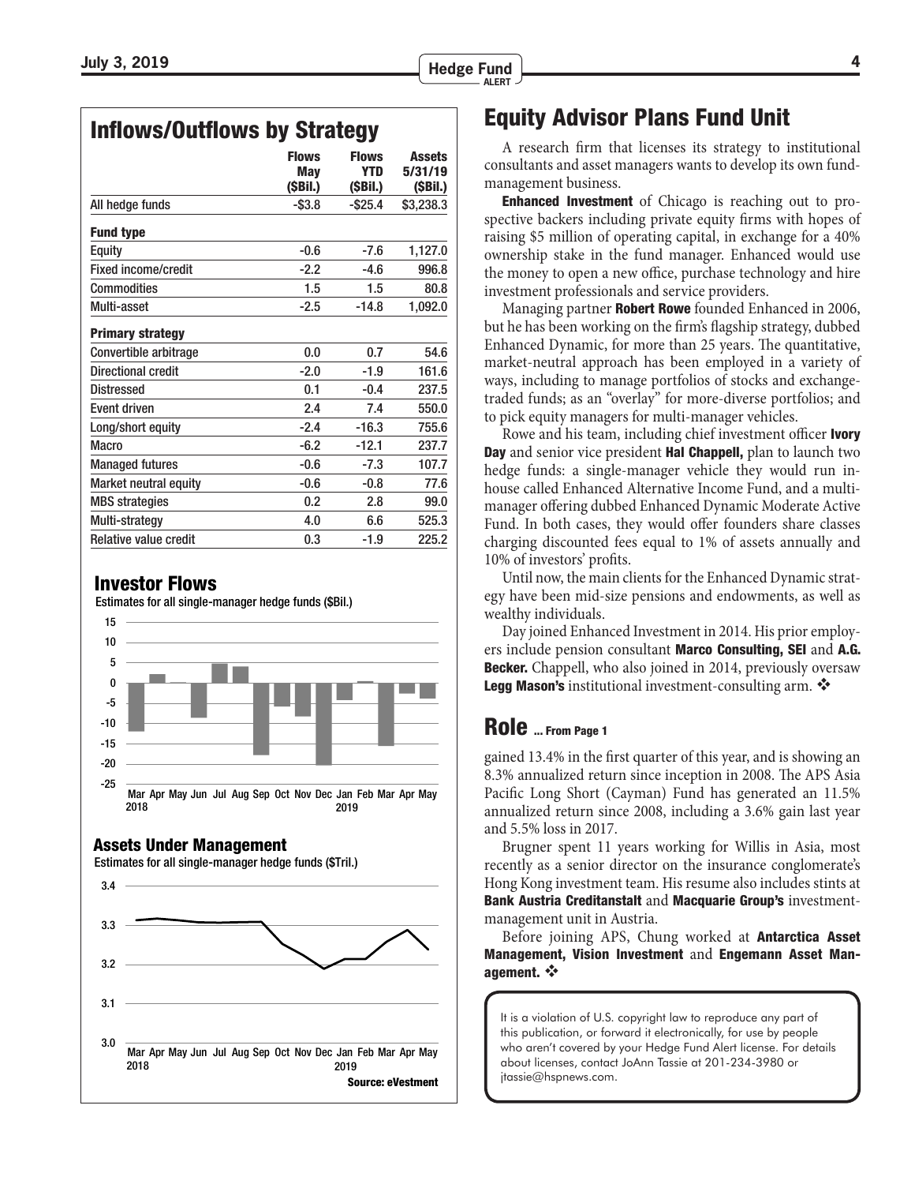## Inflows/Outflows by Strategy

| | Flows May ($Bil.) | Flows YTD ($Bil.) | Assets 5/31/19 ($Bil.) |
|---|---|---|---|
| All hedge funds | -$3.8 | -$25.4 | $3,238.3 |
| **Fund type** | | | |
| Equity | -0.6 | -7.6 | 1,127.0 |
| Fixed income/credit | -2.2 | -4.6 | 996.8 |
| Commodities | 1.5 | 1.5 | 80.8 |
| Multi-asset | -2.5 | -14.8 | 1,092.0 |
| **Primary strategy** | | | |
| Convertible arbitrage | 0.0 | 0.7 | 54.6 |
| Directional credit | -2.0 | -1.9 | 161.6 |
| Distressed | 0.1 | -0.4 | 237.5 |
| Event driven | 2.4 | 7.4 | 550.0 |
| Long/short equity | -2.4 | -16.3 | 755.6 |
| Macro | -6.2 | -12.1 | 237.7 |
| Managed futures | -0.6 | -7.3 | 107.7 |
| Market neutral equity | -0.6 | -0.8 | 77.6 |
| MBS strategies | 0.2 | 2.8 | 99.0 |
| Multi-strategy | 4.0 | 6.6 | 525.3 |
| Relative value credit | 0.3 | -1.9 | 225.2 |

### Investor Flows

Estimates for all single-manager hedge funds ($Bil.)

### Assets Under Management

Estimates for all single-manager hedge funds ($Tril.)

Source: eVestment

## Equity Advisor Plans Fund Unit

A research firm that licenses its strategy to institutional consultants and asset managers wants to develop its own fund-management business.

**Enhanced Investment** of Chicago is reaching out to prospective backers including private equity firms with hopes of raising $5 million of operating capital, in exchange for a 40% ownership stake in the fund manager. Enhanced would use the money to open a new office, purchase technology and hire investment professionals and service providers.

Managing partner **Robert Rowe** founded Enhanced in 2006, but he has been working on the firm's flagship strategy, dubbed Enhanced Dynamic, for more than 25 years. The quantitative, market-neutral approach has been employed in a variety of ways, including to manage portfolios of stocks and exchange-traded funds; as an "overlay" for more-diverse portfolios; and to pick equity managers for multi-manager vehicles.

Rowe and his team, including chief investment officer **Ivory Day** and senior vice president **Hal Chappell,** plan to launch two hedge funds: a single-manager vehicle they would run in-house called Enhanced Alternative Income Fund, and a multi-manager offering dubbed Enhanced Dynamic Moderate Active Fund. In both cases, they would offer founders share classes charging discounted fees equal to 1% of assets annually and 10% of investors' profits.

Until now, the main clients for the Enhanced Dynamic strategy have been mid-size pensions and endowments, as well as wealthy individuals.

Day joined Enhanced Investment in 2014. His prior employers include pension consultant **Marco Consulting, SEI** and **A.G. Becker.** Chappell, who also joined in 2014, previously oversaw **Legg Mason's** institutional investment-consulting arm. ❖

## Role ... From Page 1

gained 13.4% in the first quarter of this year, and is showing an 8.3% annualized return since inception in 2008. The APS Asia Pacific Long Short (Cayman) Fund has generated an 11.5% annualized return since 2008, including a 3.6% gain last year and 5.5% loss in 2017.

Brugner spent 11 years working for Willis in Asia, most recently as a senior director on the insurance conglomerate's Hong Kong investment team. His resume also includes stints at **Bank Austria Creditanstalt** and **Macquarie Group's** investment-management unit in Austria.

Before joining APS, Chung worked at **Antarctica Asset Management, Vision Investment** and **Engemann Asset Management.** ❖

It is a violation of U.S. copyright law to reproduce any part of this publication, or forward it electronically, for use by people who aren't covered by your Hedge Fund Alert license. For details about licenses, contact JoAnn Tassie at 201-234-3980 or jtassie@hspnews.com.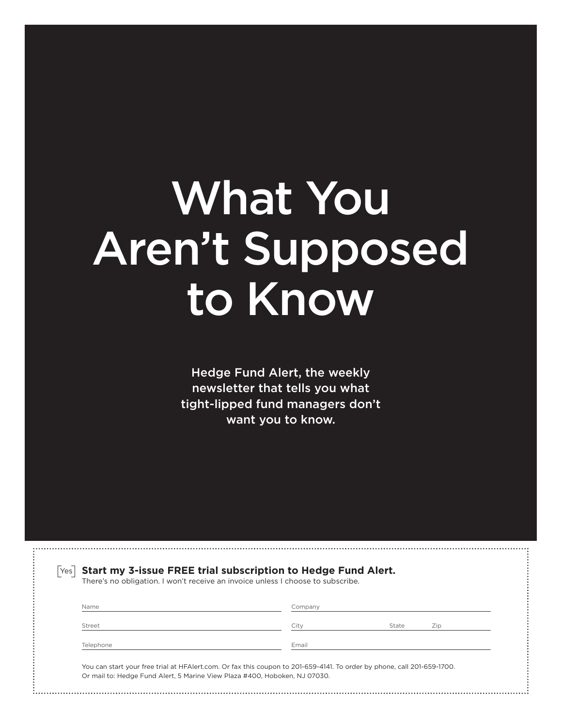# What You Aren't Supposed to Know

Hedge Fund Alert, the weekly newsletter that tells you what tight-lipped fund managers don't want you to know.

[Yes] **Start my 3-issue FREE trial subscription to Hedge Fund Alert.**
There's no obligation. I won't receive an invoice unless I choose to subscribe.

Name ____________________ Company ____________________

Street ____________________ City __________ State ______ Zip ______

Telephone ____________________ Email ____________________

You can start your free trial at HFAlert.com. Or fax this coupon to 201-659-4141. To order by phone, call 201-659-1700.
Or mail to: Hedge Fund Alert, 5 Marine View Plaza #400, Hoboken, NJ 07030.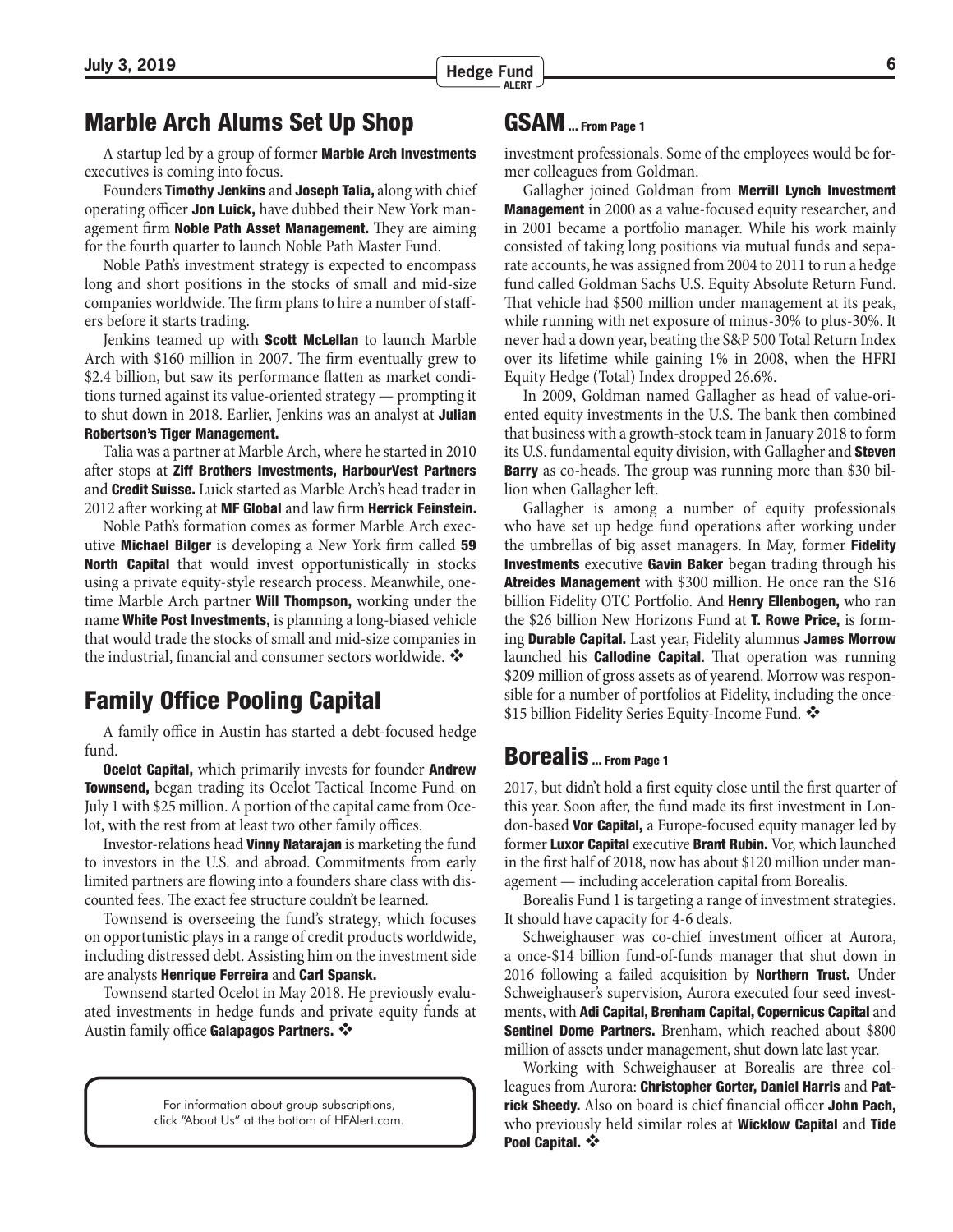## Marble Arch Alums Set Up Shop

A startup led by a group of former **Marble Arch Investments** executives is coming into focus.

Founders **Timothy Jenkins** and **Joseph Talia,** along with chief operating officer **Jon Luick,** have dubbed their New York management firm **Noble Path Asset Management.** They are aiming for the fourth quarter to launch Noble Path Master Fund.

Noble Path's investment strategy is expected to encompass long and short positions in the stocks of small and mid-size companies worldwide. The firm plans to hire a number of staffers before it starts trading.

Jenkins teamed up with **Scott McLellan** to launch Marble Arch with $160 million in 2007. The firm eventually grew to $2.4 billion, but saw its performance flatten as market conditions turned against its value-oriented strategy — prompting it to shut down in 2018. Earlier, Jenkins was an analyst at **Julian Robertson's Tiger Management.**

Talia was a partner at Marble Arch, where he started in 2010 after stops at **Ziff Brothers Investments, HarbourVest Partners** and **Credit Suisse.** Luick started as Marble Arch's head trader in 2012 after working at **MF Global** and law firm **Herrick Feinstein.**

Noble Path's formation comes as former Marble Arch executive **Michael Bilger** is developing a New York firm called **59 North Capital** that would invest opportunistically in stocks using a private equity-style research process. Meanwhile, onetime Marble Arch partner **Will Thompson,** working under the name **White Post Investments,** is planning a long-biased vehicle that would trade the stocks of small and mid-size companies in the industrial, financial and consumer sectors worldwide. ❖

## Family Office Pooling Capital

A family office in Austin has started a debt-focused hedge fund.

**Ocelot Capital,** which primarily invests for founder **Andrew Townsend,** began trading its Ocelot Tactical Income Fund on July 1 with $25 million. A portion of the capital came from Ocelot, with the rest from at least two other family offices.

Investor-relations head **Vinny Natarajan** is marketing the fund to investors in the U.S. and abroad. Commitments from early limited partners are flowing into a founders share class with discounted fees. The exact fee structure couldn't be learned.

Townsend is overseeing the fund's strategy, which focuses on opportunistic plays in a range of credit products worldwide, including distressed debt. Assisting him on the investment side are analysts **Henrique Ferreira** and **Carl Spansk.**

Townsend started Ocelot in May 2018. He previously evaluated investments in hedge funds and private equity funds at Austin family office **Galapagos Partners.** ❖

For information about group subscriptions, click "About Us" at the bottom of HFAlert.com.

## GSAM ... From Page 1

investment professionals. Some of the employees would be former colleagues from Goldman.

Gallagher joined Goldman from **Merrill Lynch Investment Management** in 2000 as a value-focused equity researcher, and in 2001 became a portfolio manager. While his work mainly consisted of taking long positions via mutual funds and separate accounts, he was assigned from 2004 to 2011 to run a hedge fund called Goldman Sachs U.S. Equity Absolute Return Fund. That vehicle had $500 million under management at its peak, while running with net exposure of minus-30% to plus-30%. It never had a down year, beating the S&P 500 Total Return Index over its lifetime while gaining 1% in 2008, when the HFRI Equity Hedge (Total) Index dropped 26.6%.

In 2009, Goldman named Gallagher as head of value-oriented equity investments in the U.S. The bank then combined that business with a growth-stock team in January 2018 to form its U.S. fundamental equity division, with Gallagher and **Steven Barry** as co-heads. The group was running more than $30 billion when Gallagher left.

Gallagher is among a number of equity professionals who have set up hedge fund operations after working under the umbrellas of big asset managers. In May, former **Fidelity Investments** executive **Gavin Baker** began trading through his **Atreides Management** with $300 million. He once ran the $16 billion Fidelity OTC Portfolio. And **Henry Ellenbogen,** who ran the $26 billion New Horizons Fund at **T. Rowe Price,** is forming **Durable Capital.** Last year, Fidelity alumnus **James Morrow** launched his **Callodine Capital.** That operation was running $209 million of gross assets as of yearend. Morrow was responsible for a number of portfolios at Fidelity, including the once-$15 billion Fidelity Series Equity-Income Fund. ❖

## Borealis ... From Page 1

2017, but didn't hold a first equity close until the first quarter of this year. Soon after, the fund made its first investment in London-based **Vor Capital,** a Europe-focused equity manager led by former **Luxor Capital** executive **Brant Rubin.** Vor, which launched in the first half of 2018, now has about $120 million under management — including acceleration capital from Borealis.

Borealis Fund 1 is targeting a range of investment strategies. It should have capacity for 4-6 deals.

Schweighauser was co-chief investment officer at Aurora, a once-$14 billion fund-of-funds manager that shut down in 2016 following a failed acquisition by **Northern Trust.** Under Schweighauser's supervision, Aurora executed four seed investments, with **Adi Capital, Brenham Capital, Copernicus Capital** and **Sentinel Dome Partners.** Brenham, which reached about $800 million of assets under management, shut down late last year.

Working with Schweighauser at Borealis are three colleagues from Aurora: **Christopher Gorter, Daniel Harris** and **Patrick Sheedy.** Also on board is chief financial officer **John Pach,** who previously held similar roles at **Wicklow Capital** and **Tide Pool Capital.** ❖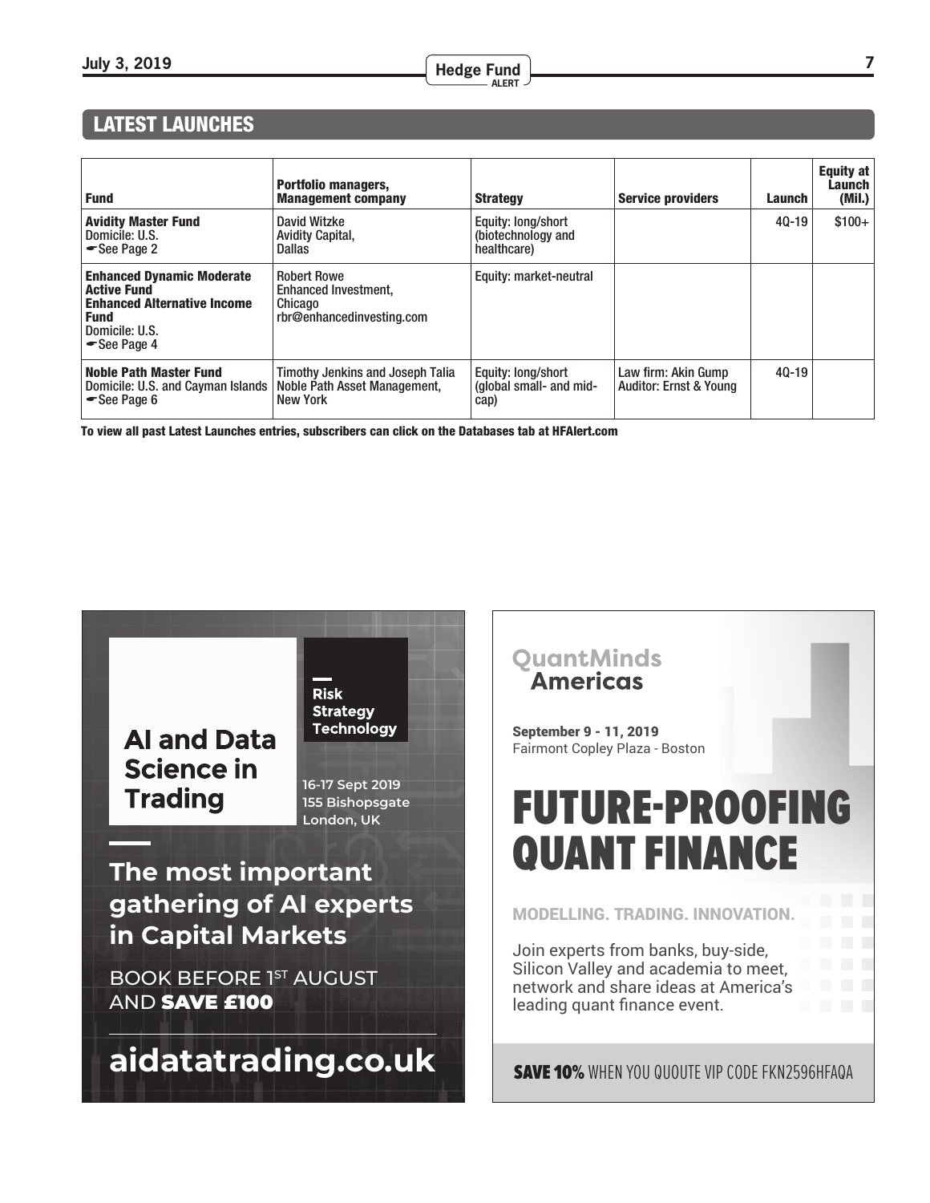## LATEST LAUNCHES

| Fund | Portfolio managers, Management company | Strategy | Service providers | Launch | Equity at Launch (Mil.) |
|---|---|---|---|---|---|
| **Avidity Master Fund**<br>Domicile: U.S.<br>☛See Page 2 | David Witzke<br>Avidity Capital,<br>Dallas | Equity: long/short (biotechnology and healthcare) | | 4Q-19 | $100+ |
| **Enhanced Dynamic Moderate Active Fund**<br>**Enhanced Alternative Income Fund**<br>Domicile: U.S.<br>☛See Page 4 | Robert Rowe<br>Enhanced Investment,<br>Chicago<br>rbr@enhancedinvesting.com | Equity: market-neutral | | | |
| **Noble Path Master Fund**<br>Domicile: U.S. and Cayman Islands<br>☛See Page 6 | Timothy Jenkins and Joseph Talia<br>Noble Path Asset Management,<br>New York | Equity: long/short (global small- and mid-cap) | Law firm: Akin Gump<br>Auditor: Ernst & Young | 4Q-19 | |

**To view all past Latest Launches entries, subscribers can click on the Databases tab at HFAlert.com**

**Risk Strategy Technology**

**AI and Data Science in Trading**

16-17 Sept 2019
155 Bishopsgate
London, UK

**The most important gathering of AI experts in Capital Markets**

BOOK BEFORE 1ST AUGUST AND **SAVE £100**

**aidatatrading.co.uk**

**QuantMinds Americas**

**September 9 - 11, 2019**
Fairmont Copley Plaza - Boston

# FUTURE-PROOFING QUANT FINANCE

MODELLING. TRADING. INNOVATION.

Join experts from banks, buy-side, Silicon Valley and academia to meet, network and share ideas at America's leading quant finance event.

**SAVE 10%** WHEN YOU QUOUTE VIP CODE FKN2596HFAQA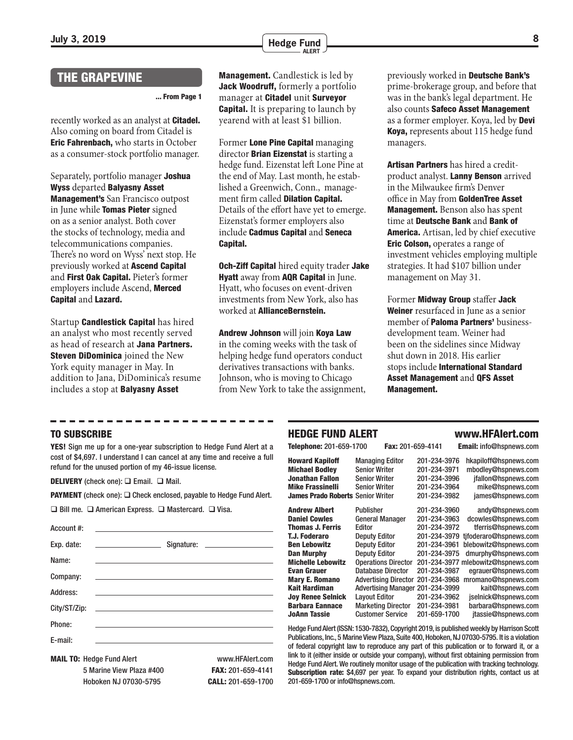## THE GRAPEVINE

**... From Page 1**

recently worked as an analyst at **Citadel.** Also coming on board from Citadel is **Eric Fahrenbach,** who starts in October as a consumer-stock portfolio manager.

Separately, portfolio manager **Joshua Wyss** departed **Balyasny Asset Management's** San Francisco outpost in June while **Tomas Pieter** signed on as a senior analyst. Both cover the stocks of technology, media and telecommunications companies. There's no word on Wyss' next stop. He previously worked at **Ascend Capital** and **First Oak Capital.** Pieter's former employers include Ascend, **Merced Capital** and **Lazard.**

Startup **Candlestick Capital** has hired an analyst who most recently served as head of research at **Jana Partners. Steven DiDominica** joined the New York equity manager in May. In addition to Jana, DiDominica's resume includes a stop at **Balyasny Asset Management.** Candlestick is led by **Jack Woodruff,** formerly a portfolio manager at **Citadel** unit **Surveyor Capital.** It is preparing to launch by yearend with at least $1 billion.

Former **Lone Pine Capital** managing director **Brian Eizenstat** is starting a hedge fund. Eizenstat left Lone Pine at the end of May. Last month, he established a Greenwich, Conn., management firm called **Dilation Capital.** Details of the effort have yet to emerge. Eizenstat's former employers also include **Cadmus Capital** and **Seneca Capital.**

**Och-Ziff Capital** hired equity trader **Jake Hyatt** away from **AQR Capital** in June. Hyatt, who focuses on event-driven investments from New York, also has worked at **AllianceBernstein.**

**Andrew Johnson** will join **Koya Law** in the coming weeks with the task of helping hedge fund operators conduct derivatives transactions with banks. Johnson, who is moving to Chicago from New York to take the assignment, previously worked in **Deutsche Bank's** prime-brokerage group, and before that was in the bank's legal department. He also counts **Safeco Asset Management** as a former employer. Koya, led by **Devi Koya,** represents about 115 hedge fund managers.

**Artisan Partners** has hired a credit-product analyst. **Lanny Benson** arrived in the Milwaukee firm's Denver office in May from **GoldenTree Asset Management.** Benson also has spent time at **Deutsche Bank** and **Bank of America.** Artisan, led by chief executive **Eric Colson,** operates a range of investment vehicles employing multiple strategies. It had $107 billion under management on May 31.

Former **Midway Group** staffer **Jack Weiner** resurfaced in June as a senior member of **Paloma Partners'** business-development team. Weiner had been on the sidelines since Midway shut down in 2018. His earlier stops include **International Standard Asset Management** and **QFS Asset Management.**

### TO SUBSCRIBE

**YES!** Sign me up for a one-year subscription to Hedge Fund Alert at a cost of $4,697. I understand I can cancel at any time and receive a full refund for the unused portion of my 46-issue license.

**DELIVERY** (check one): ❑ Email. ❑ Mail.

**PAYMENT** (check one): ❑ Check enclosed, payable to Hedge Fund Alert.

❑ Bill me. ❑ American Express. ❑ Mastercard. ❑ Visa.

Account #: ____________________

Exp. date: __________ Signature: __________

Name: ____________________

Company: ____________________

Address: ____________________

City/ST/Zip: ____________________

Phone: ____________________

E-mail: ____________________

**MAIL TO:** Hedge Fund Alert
5 Marine View Plaza #400
Hoboken NJ 07030-5795

www.HFAlert.com
**FAX:** 201-659-4141
**CALL:** 201-659-1700

### HEDGE FUND ALERT — www.HFAlert.com

**Telephone:** 201-659-1700 **Fax:** 201-659-4141 **Email:** info@hspnews.com

| | | | |
|---|---|---|---|
| **Howard Kapiloff** | Managing Editor | 201-234-3976 | hkapiloff@hspnews.com |
| **Michael Bodley** | Senior Writer | 201-234-3971 | mbodley@hspnews.com |
| **Jonathan Fallon** | Senior Writer | 201-234-3996 | jfallon@hspnews.com |
| **Mike Frassinelli** | Senior Writer | 201-234-3964 | mike@hspnews.com |
| **James Prado Roberts** | Senior Writer | 201-234-3982 | james@hspnews.com |
| **Andrew Albert** | Publisher | 201-234-3960 | andy@hspnews.com |
| **Daniel Cowles** | General Manager | 201-234-3963 | dcowles@hspnews.com |
| **Thomas J. Ferris** | Editor | 201-234-3972 | tferris@hspnews.com |
| **T.J. Foderaro** | Deputy Editor | 201-234-3979 | tjfoderaro@hspnews.com |
| **Ben Lebowitz** | Deputy Editor | 201-234-3961 | blebowitz@hspnews.com |
| **Dan Murphy** | Deputy Editor | 201-234-3975 | dmurphy@hspnews.com |
| **Michelle Lebowitz** | Operations Director | 201-234-3977 | mlebowitz@hspnews.com |
| **Evan Grauer** | Database Director | 201-234-3987 | egrauer@hspnews.com |
| **Mary E. Romano** | Advertising Director | 201-234-3968 | mromano@hspnews.com |
| **Kait Hardiman** | Advertising Manager | 201-234-3999 | kait@hspnews.com |
| **Joy Renee Selnick** | Layout Editor | 201-234-3962 | jselnick@hspnews.com |
| **Barbara Eannace** | Marketing Director | 201-234-3981 | barbara@hspnews.com |
| **JoAnn Tassie** | Customer Service | 201-659-1700 | jtassie@hspnews.com |

Hedge Fund Alert (ISSN: 1530-7832), Copyright 2019, is published weekly by Harrison Scott Publications, Inc., 5 Marine View Plaza, Suite 400, Hoboken, NJ 07030-5795. It is a violation of federal copyright law to reproduce any part of this publication or to forward it, or a link to it (either inside or outside your company), without first obtaining permission from Hedge Fund Alert. We routinely monitor usage of the publication with tracking technology. **Subscription rate:** $4,697 per year. To expand your distribution rights, contact us at 201-659-1700 or info@hspnews.com.